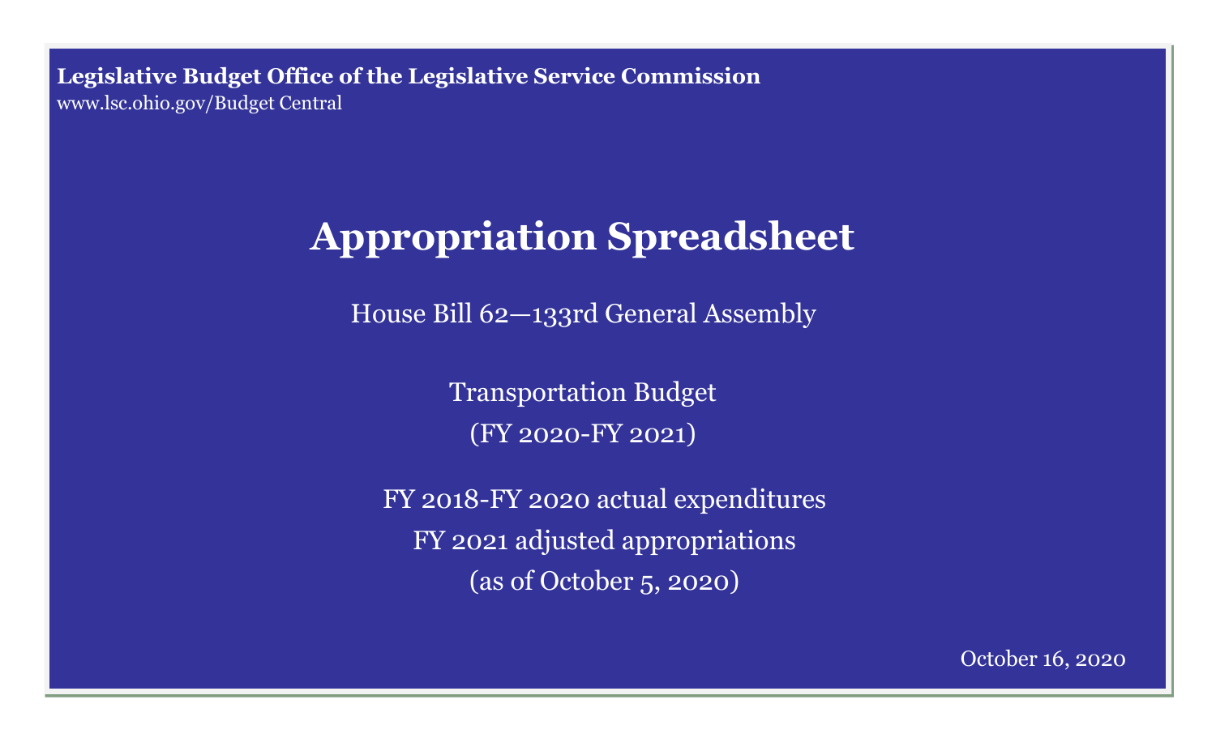**Legislative Budget Office of the Legislative Service Commission**
www.lsc.ohio.gov/Budget Central

# Appropriation Spreadsheet

House Bill 62—133rd General Assembly

Transportation Budget
(FY 2020-FY 2021)

FY 2018-FY 2020 actual expenditures
FY 2021 adjusted appropriations
(as of October 5, 2020)

October 16, 2020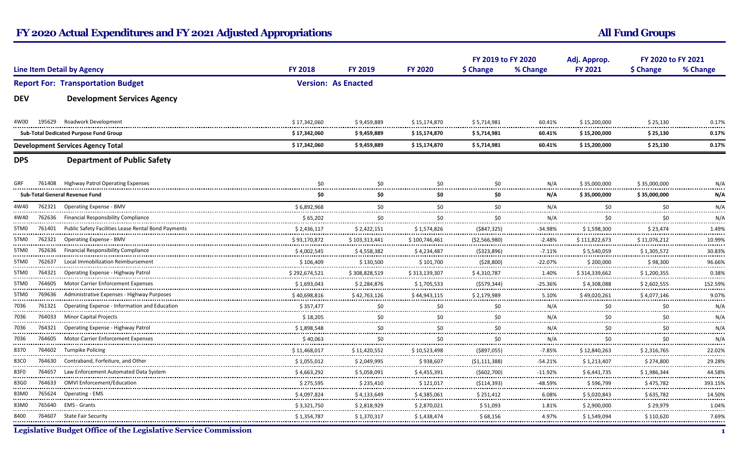# FY 2020 Actual Expenditures and FY 2021 Adjusted Appropriations

## All Fund Groups

**Report For: Transportation Budget** — **Version: As Enacted**

| Line Item Detail by Agency | | | FY 2018 | FY 2019 | FY 2020 | FY 2019 to FY 2020 $ Change | FY 2019 to FY 2020 % Change | Adj. Approp. FY 2021 | FY 2020 to FY 2021 $ Change | FY 2020 to FY 2021 % Change |
|---|---|---|---|---|---|---|---|---|---|---|
| **DEV** | | **Development Services Agency** | | | | | | | | |
| 4W00 | 195629 | Roadwork Development | $ 17,342,060 | $ 9,459,889 | $ 15,174,870 | $ 5,714,981 | 60.41% | $ 15,200,000 | $ 25,130 | 0.17% |
| **Sub-Total Dedicated Purpose Fund Group** | | | **$ 17,342,060** | **$ 9,459,889** | **$ 15,174,870** | **$ 5,714,981** | **60.41%** | **$ 15,200,000** | **$ 25,130** | **0.17%** |
| **Development Services Agency Total** | | | **$ 17,342,060** | **$ 9,459,889** | **$ 15,174,870** | **$ 5,714,981** | **60.41%** | **$ 15,200,000** | **$ 25,130** | **0.17%** |
| **DPS** | | **Department of Public Safety** | | | | | | | | |
| GRF | 761408 | Highway Patrol Operating Expenses | $0 | $0 | $0 | $0 | N/A | $ 35,000,000 | $ 35,000,000 | N/A |
| **Sub-Total General Revenue Fund** | | | **$0** | **$0** | **$0** | **$0** | **N/A** | **$ 35,000,000** | **$ 35,000,000** | **N/A** |
| 4W40 | 762321 | Operating Expense - BMV | $ 6,892,968 | $0 | $0 | $0 | N/A | $0 | $0 | N/A |
| 4W40 | 762636 | Financial Responsibility Compliance | $ 65,202 | $0 | $0 | $0 | N/A | $0 | $0 | N/A |
| 5TM0 | 761401 | Public Safety Facilities Lease Rental Bond Payments | $ 2,436,117 | $ 2,422,151 | $ 1,574,826 | ($847,325) | -34.98% | $ 1,598,300 | $ 23,474 | 1.49% |
| 5TM0 | 762321 | Operating Expense - BMV | $ 93,170,872 | $ 103,313,441 | $ 100,746,461 | ($2,566,980) | -2.48% | $ 111,822,673 | $ 11,076,212 | 10.99% |
| 5TM0 | 762636 | Financial Responsibility Compliance | $ 4,002,545 | $ 4,558,382 | $ 4,234,487 | ($323,896) | -7.11% | $ 5,540,059 | $ 1,305,572 | 30.83% |
| 5TM0 | 762637 | Local Immobilization Reimbursement | $ 106,409 | $ 130,500 | $ 101,700 | ($28,800) | -22.07% | $ 200,000 | $ 98,300 | 96.66% |
| 5TM0 | 764321 | Operating Expense - Highway Patrol | $ 292,674,521 | $ 308,828,519 | $ 313,139,307 | $ 4,310,787 | 1.40% | $ 314,339,662 | $ 1,200,355 | 0.38% |
| 5TM0 | 764605 | Motor Carrier Enforcement Expenses | $ 1,693,043 | $ 2,284,876 | $ 1,705,533 | ($579,344) | -25.36% | $ 4,308,088 | $ 2,602,555 | 152.59% |
| 5TM0 | 769636 | Administrative Expenses - Highway Purposes | $ 40,698,816 | $ 42,763,126 | $ 44,943,115 | $ 2,179,989 | 5.10% | $ 49,020,261 | $ 4,077,146 | 9.07% |
| 7036 | 761321 | Operating Expense - Information and Education | $ 357,477 | $0 | $0 | $0 | N/A | $0 | $0 | N/A |
| 7036 | 764033 | Minor Capital Projects | $ 18,205 | $0 | $0 | $0 | N/A | $0 | $0 | N/A |
| 7036 | 764321 | Operating Expense - Highway Patrol | $ 1,898,548 | $0 | $0 | $0 | N/A | $0 | $0 | N/A |
| 7036 | 764605 | Motor Carrier Enforcement Expenses | $ 40,063 | $0 | $0 | $0 | N/A | $0 | $0 | N/A |
| 8370 | 764602 | Turnpike Policing | $ 11,468,017 | $ 11,420,552 | $ 10,523,498 | ($897,055) | -7.85% | $ 12,840,263 | $ 2,316,765 | 22.02% |
| 83C0 | 764630 | Contraband, Forfeiture, and Other | $ 1,055,012 | $ 2,049,995 | $ 938,607 | ($1,111,388) | -54.21% | $ 1,213,407 | $ 274,800 | 29.28% |
| 83F0 | 764657 | Law Enforcement Automated Data System | $ 4,663,292 | $ 5,058,091 | $ 4,455,391 | ($602,700) | -11.92% | $ 6,441,735 | $ 1,986,344 | 44.58% |
| 83G0 | 764633 | OMVI Enforcement/Education | $ 275,595 | $ 235,410 | $ 121,017 | ($114,393) | -48.59% | $ 596,799 | $ 475,782 | 393.15% |
| 83M0 | 765624 | Operating - EMS | $ 4,097,824 | $ 4,133,649 | $ 4,385,061 | $ 251,412 | 6.08% | $ 5,020,843 | $ 635,782 | 14.50% |
| 83M0 | 765640 | EMS - Grants | $ 3,321,750 | $ 2,818,929 | $ 2,870,021 | $ 51,093 | 1.81% | $ 2,900,000 | $ 29,979 | 1.04% |
| 8400 | 764607 | State Fair Security | $ 1,354,787 | $ 1,370,317 | $ 1,438,474 | $ 68,156 | 4.97% | $ 1,549,094 | $ 110,620 | 7.69% |

**Legislative Budget Office of the Legislative Service Commission**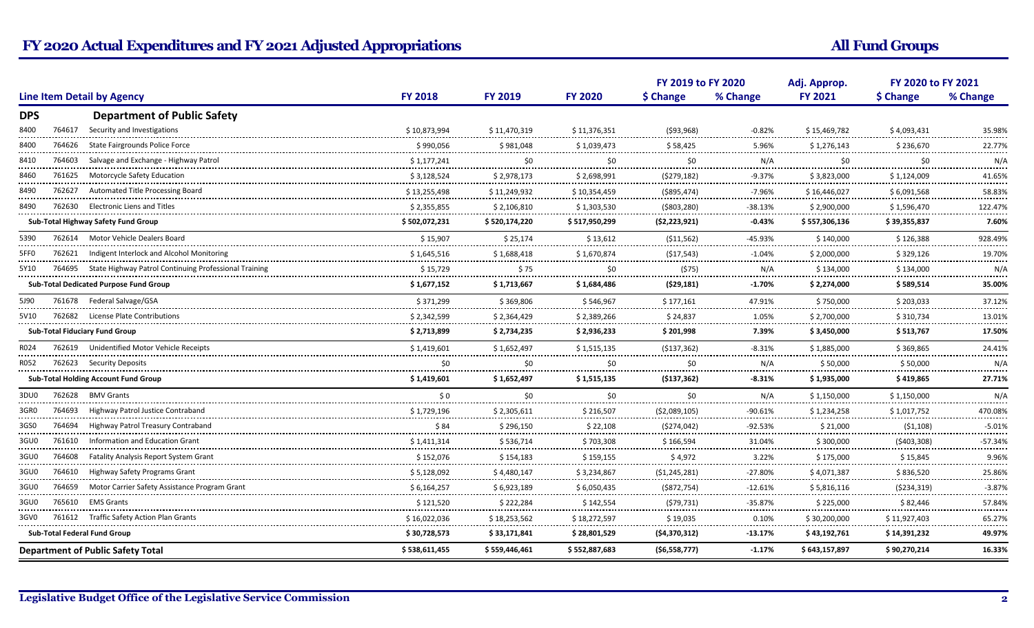# FY 2020 Actual Expenditures and FY 2021 Adjusted Appropriations

## All Fund Groups

| Line Item Detail by Agency | | | FY 2018 | FY 2019 | FY 2020 | FY 2019 to FY 2020 $ Change | FY 2019 to FY 2020 % Change | Adj. Approp. FY 2021 | FY 2020 to FY 2021 $ Change | FY 2020 to FY 2021 % Change |
|---|---|---|---|---|---|---|---|---|---|---|
| **DPS** | | **Department of Public Safety** | | | | | | | | |
| 8400 | 764617 | Security and Investigations | $ 10,873,994 | $ 11,470,319 | $ 11,376,351 | ($93,968) | -0.82% | $ 15,469,782 | $ 4,093,431 | 35.98% |
| 8400 | 764626 | State Fairgrounds Police Force | $ 990,056 | $ 981,048 | $ 1,039,473 | $ 58,425 | 5.96% | $ 1,276,143 | $ 236,670 | 22.77% |
| 8410 | 764603 | Salvage and Exchange - Highway Patrol | $ 1,177,241 | $0 | $0 | $0 | N/A | $0 | $0 | N/A |
| 8460 | 761625 | Motorcycle Safety Education | $ 3,128,524 | $ 2,978,173 | $ 2,698,991 | ($279,182) | -9.37% | $ 3,823,000 | $ 1,124,009 | 41.65% |
| 8490 | 762627 | Automated Title Processing Board | $ 13,255,498 | $ 11,249,932 | $ 10,354,459 | ($895,474) | -7.96% | $ 16,446,027 | $ 6,091,568 | 58.83% |
| 8490 | 762630 | Electronic Liens and Titles | $ 2,355,855 | $ 2,106,810 | $ 1,303,530 | ($803,280) | -38.13% | $ 2,900,000 | $ 1,596,470 | 122.47% |
| **Sub-Total Highway Safety Fund Group** | | | **$ 502,072,231** | **$ 520,174,220** | **$ 517,950,299** | **($2,223,921)** | **-0.43%** | **$ 557,306,136** | **$ 39,355,837** | **7.60%** |
| 5390 | 762614 | Motor Vehicle Dealers Board | $ 15,907 | $ 25,174 | $ 13,612 | ($11,562) | -45.93% | $ 140,000 | $ 126,388 | 928.49% |
| 5FF0 | 762621 | Indigent Interlock and Alcohol Monitoring | $ 1,645,516 | $ 1,688,418 | $ 1,670,874 | ($17,543) | -1.04% | $ 2,000,000 | $ 329,126 | 19.70% |
| 5Y10 | 764695 | State Highway Patrol Continuing Professional Training | $ 15,729 | $ 75 | $0 | ($75) | N/A | $ 134,000 | $ 134,000 | N/A |
| **Sub-Total Dedicated Purpose Fund Group** | | | **$ 1,677,152** | **$ 1,713,667** | **$ 1,684,486** | **($29,181)** | **-1.70%** | **$ 2,274,000** | **$ 589,514** | **35.00%** |
| 5J90 | 761678 | Federal Salvage/GSA | $ 371,299 | $ 369,806 | $ 546,967 | $ 177,161 | 47.91% | $ 750,000 | $ 203,033 | 37.12% |
| 5V10 | 762682 | License Plate Contributions | $ 2,342,599 | $ 2,364,429 | $ 2,389,266 | $ 24,837 | 1.05% | $ 2,700,000 | $ 310,734 | 13.01% |
| **Sub-Total Fiduciary Fund Group** | | | **$ 2,713,899** | **$ 2,734,235** | **$ 2,936,233** | **$ 201,998** | **7.39%** | **$ 3,450,000** | **$ 513,767** | **17.50%** |
| R024 | 762619 | Unidentified Motor Vehicle Receipts | $ 1,419,601 | $ 1,652,497 | $ 1,515,135 | ($137,362) | -8.31% | $ 1,885,000 | $ 369,865 | 24.41% |
| R052 | 762623 | Security Deposits | $0 | $0 | $0 | $0 | N/A | $ 50,000 | $ 50,000 | N/A |
| **Sub-Total Holding Account Fund Group** | | | **$ 1,419,601** | **$ 1,652,497** | **$ 1,515,135** | **($137,362)** | **-8.31%** | **$ 1,935,000** | **$ 419,865** | **27.71%** |
| 3DU0 | 762628 | BMV Grants | $ 0 | $0 | $0 | $0 | N/A | $ 1,150,000 | $ 1,150,000 | N/A |
| 3GR0 | 764693 | Highway Patrol Justice Contraband | $ 1,729,196 | $ 2,305,611 | $ 216,507 | ($2,089,105) | -90.61% | $ 1,234,258 | $ 1,017,752 | 470.08% |
| 3GS0 | 764694 | Highway Patrol Treasury Contraband | $ 84 | $ 296,150 | $ 22,108 | ($274,042) | -92.53% | $ 21,000 | ($1,108) | -5.01% |
| 3GU0 | 761610 | Information and Education Grant | $ 1,411,314 | $ 536,714 | $ 703,308 | $ 166,594 | 31.04% | $ 300,000 | ($403,308) | -57.34% |
| 3GU0 | 764608 | Fatality Analysis Report System Grant | $ 152,076 | $ 154,183 | $ 159,155 | $ 4,972 | 3.22% | $ 175,000 | $ 15,845 | 9.96% |
| 3GU0 | 764610 | Highway Safety Programs Grant | $ 5,128,092 | $ 4,480,147 | $ 3,234,867 | ($1,245,281) | -27.80% | $ 4,071,387 | $ 836,520 | 25.86% |
| 3GU0 | 764659 | Motor Carrier Safety Assistance Program Grant | $ 6,164,257 | $ 6,923,189 | $ 6,050,435 | ($872,754) | -12.61% | $ 5,816,116 | ($234,319) | -3.87% |
| 3GU0 | 765610 | EMS Grants | $ 121,520 | $ 222,284 | $ 142,554 | ($79,731) | -35.87% | $ 225,000 | $ 82,446 | 57.84% |
| 3GV0 | 761612 | Traffic Safety Action Plan Grants | $ 16,022,036 | $ 18,253,562 | $ 18,272,597 | $ 19,035 | 0.10% | $ 30,200,000 | $ 11,927,403 | 65.27% |
| **Sub-Total Federal Fund Group** | | | **$ 30,728,573** | **$ 33,171,841** | **$ 28,801,529** | **($4,370,312)** | **-13.17%** | **$ 43,192,761** | **$ 14,391,232** | **49.97%** |
| **Department of Public Safety Total** | | | **$ 538,611,455** | **$ 559,446,461** | **$ 552,887,683** | **($6,558,777)** | **-1.17%** | **$ 643,157,897** | **$ 90,270,214** | **16.33%** |

**Legislative Budget Office of the Legislative Service Commission**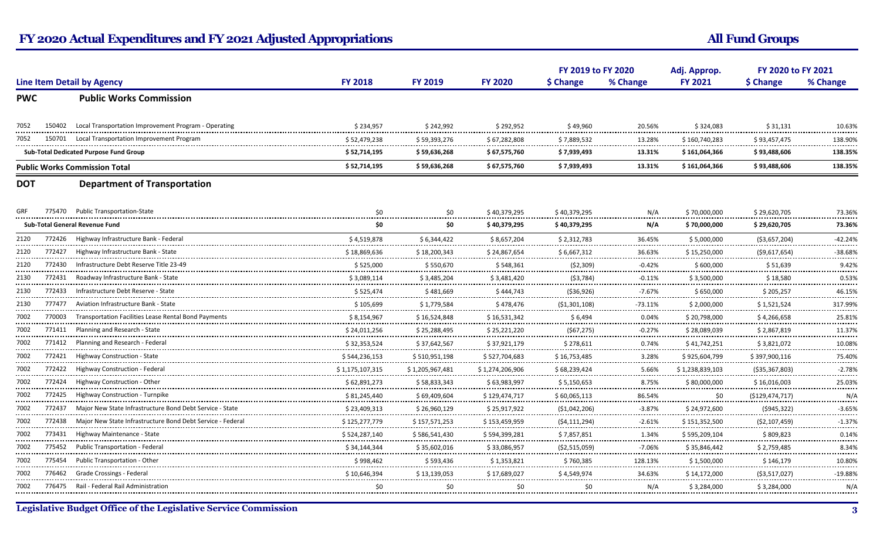# FY 2020 Actual Expenditures and FY 2021 Adjusted Appropriations

## All Fund Groups

| Line Item Detail by Agency | | | FY 2018 | FY 2019 | FY 2020 | FY 2019 to FY 2020 $ Change | FY 2019 to FY 2020 % Change | Adj. Approp. FY 2021 | FY 2020 to FY 2021 $ Change | FY 2020 to FY 2021 % Change |
|---|---|---|---|---|---|---|---|---|---|---|
| **PWC** | | **Public Works Commission** | | | | | | | | |
| 7052 | 150402 | Local Transportation Improvement Program - Operating | $ 234,957 | $ 242,992 | $ 292,952 | $ 49,960 | 20.56% | $ 324,083 | $ 31,131 | 10.63% |
| 7052 | 150701 | Local Transportation Improvement Program | $ 52,479,238 | $ 59,393,276 | $ 67,282,808 | $ 7,889,532 | 13.28% | $ 160,740,283 | $ 93,457,475 | 138.90% |
| **Sub-Total Dedicated Purpose Fund Group** | | | **$ 52,714,195** | **$ 59,636,268** | **$ 67,575,760** | **$ 7,939,493** | **13.31%** | **$ 161,064,366** | **$ 93,488,606** | **138.35%** |
| **Public Works Commission Total** | | | **$ 52,714,195** | **$ 59,636,268** | **$ 67,575,760** | **$ 7,939,493** | **13.31%** | **$ 161,064,366** | **$ 93,488,606** | **138.35%** |
| **DOT** | | **Department of Transportation** | | | | | | | | |
| GRF | 775470 | Public Transportation-State | $0 | $0 | $ 40,379,295 | $ 40,379,295 | N/A | $ 70,000,000 | $ 29,620,705 | 73.36% |
| **Sub-Total General Revenue Fund** | | | **$0** | **$0** | **$ 40,379,295** | **$ 40,379,295** | **N/A** | **$ 70,000,000** | **$ 29,620,705** | **73.36%** |
| 2120 | 772426 | Highway Infrastructure Bank - Federal | $ 4,519,878 | $ 6,344,422 | $ 8,657,204 | $ 2,312,783 | 36.45% | $ 5,000,000 | ($3,657,204) | -42.24% |
| 2120 | 772427 | Highway Infrastructure Bank - State | $ 18,869,636 | $ 18,200,343 | $ 24,867,654 | $ 6,667,312 | 36.63% | $ 15,250,000 | ($9,617,654) | -38.68% |
| 2120 | 772430 | Infrastructure Debt Reserve Title 23-49 | $ 525,000 | $ 550,670 | $ 548,361 | ($2,309) | -0.42% | $ 600,000 | $ 51,639 | 9.42% |
| 2130 | 772431 | Roadway Infrastructure Bank - State | $ 3,089,114 | $ 3,485,204 | $ 3,481,420 | ($3,784) | -0.11% | $ 3,500,000 | $ 18,580 | 0.53% |
| 2130 | 772433 | Infrastructure Debt Reserve - State | $ 525,474 | $ 481,669 | $ 444,743 | ($36,926) | -7.67% | $ 650,000 | $ 205,257 | 46.15% |
| 2130 | 777477 | Aviation Infrastructure Bank - State | $ 105,699 | $ 1,779,584 | $ 478,476 | ($1,301,108) | -73.11% | $ 2,000,000 | $ 1,521,524 | 317.99% |
| 7002 | 770003 | Transportation Facilities Lease Rental Bond Payments | $ 8,154,967 | $ 16,524,848 | $ 16,531,342 | $ 6,494 | 0.04% | $ 20,798,000 | $ 4,266,658 | 25.81% |
| 7002 | 771411 | Planning and Research - State | $ 24,011,256 | $ 25,288,495 | $ 25,221,220 | ($67,275) | -0.27% | $ 28,089,039 | $ 2,867,819 | 11.37% |
| 7002 | 771412 | Planning and Research - Federal | $ 32,353,524 | $ 37,642,567 | $ 37,921,179 | $ 278,611 | 0.74% | $ 41,742,251 | $ 3,821,072 | 10.08% |
| 7002 | 772421 | Highway Construction - State | $ 544,236,153 | $ 510,951,198 | $ 527,704,683 | $ 16,753,485 | 3.28% | $ 925,604,799 | $ 397,900,116 | 75.40% |
| 7002 | 772422 | Highway Construction - Federal | $ 1,175,107,315 | $ 1,205,967,481 | $ 1,274,206,906 | $ 68,239,424 | 5.66% | $ 1,238,839,103 | ($35,367,803) | -2.78% |
| 7002 | 772424 | Highway Construction - Other | $ 62,891,273 | $ 58,833,343 | $ 63,983,997 | $ 5,150,653 | 8.75% | $ 80,000,000 | $ 16,016,003 | 25.03% |
| 7002 | 772425 | Highway Construction - Turnpike | $ 81,245,440 | $ 69,409,604 | $ 129,474,717 | $ 60,065,113 | 86.54% | $0 | ($129,474,717) | N/A |
| 7002 | 772437 | Major New State Infrastructure Bond Debt Service - State | $ 23,409,313 | $ 26,960,129 | $ 25,917,922 | ($1,042,206) | -3.87% | $ 24,972,600 | ($945,322) | -3.65% |
| 7002 | 772438 | Major New State Infrastructure Bond Debt Service - Federal | $ 125,277,779 | $ 157,571,253 | $ 153,459,959 | ($4,111,294) | -2.61% | $ 151,352,500 | ($2,107,459) | -1.37% |
| 7002 | 773431 | Highway Maintenance - State | $ 524,287,140 | $ 586,541,430 | $ 594,399,281 | $ 7,857,851 | 1.34% | $ 595,209,104 | $ 809,823 | 0.14% |
| 7002 | 775452 | Public Transportation - Federal | $ 34,144,344 | $ 35,602,016 | $ 33,086,957 | ($2,515,059) | -7.06% | $ 35,846,442 | $ 2,759,485 | 8.34% |
| 7002 | 775454 | Public Transportation - Other | $ 998,462 | $ 593,436 | $ 1,353,821 | $ 760,385 | 128.13% | $ 1,500,000 | $ 146,179 | 10.80% |
| 7002 | 776462 | Grade Crossings - Federal | $ 10,646,394 | $ 13,139,053 | $ 17,689,027 | $ 4,549,974 | 34.63% | $ 14,172,000 | ($3,517,027) | -19.88% |
| 7002 | 776475 | Rail - Federal Rail Administration | $0 | $0 | $0 | $0 | N/A | $ 3,284,000 | $ 3,284,000 | N/A |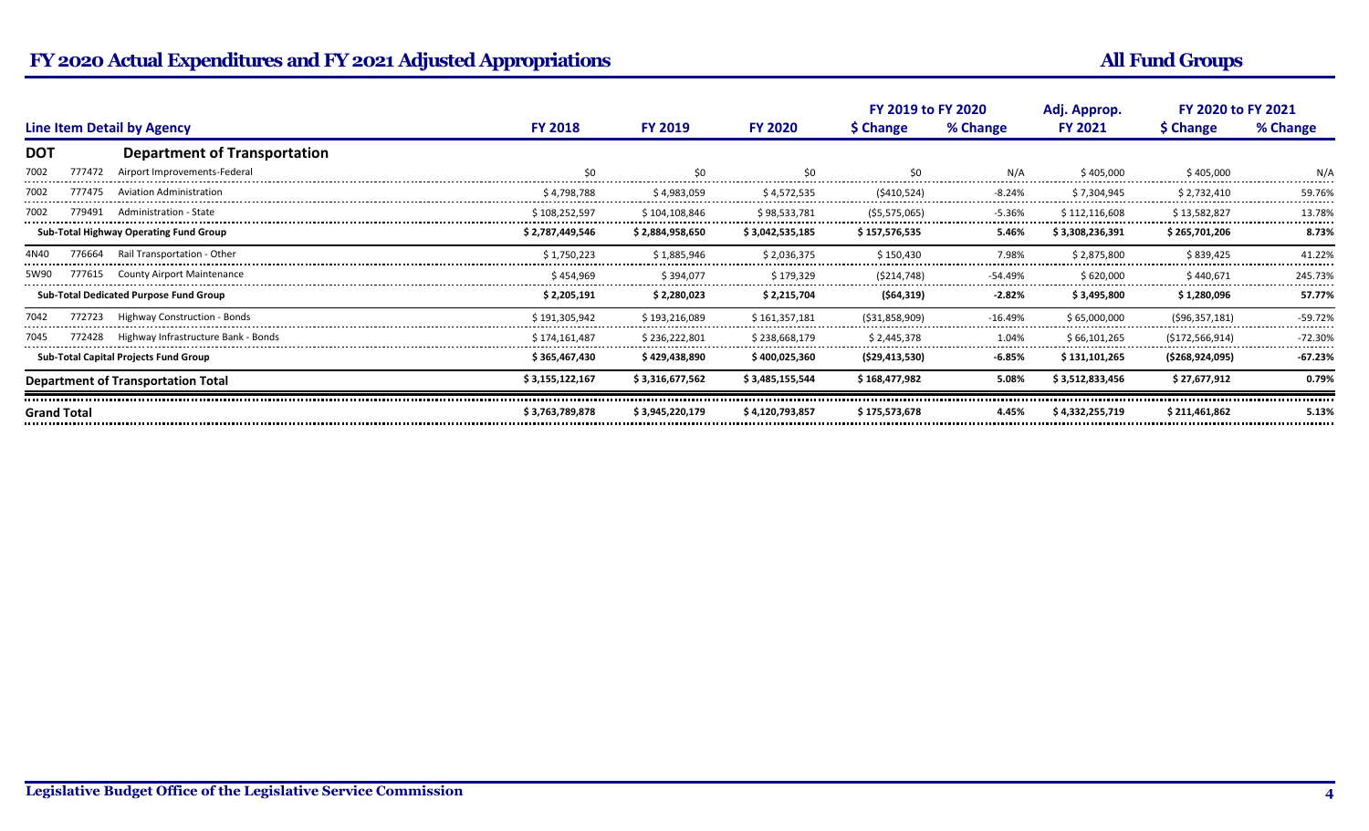# FY 2020 Actual Expenditures and FY 2021 Adjusted Appropriations

## All Fund Groups

| Line Item Detail by Agency | | | FY 2018 | FY 2019 | FY 2020 | FY 2019 to FY 2020 $ Change | FY 2019 to FY 2020 % Change | Adj. Approp. FY 2021 | FY 2020 to FY 2021 $ Change | FY 2020 to FY 2021 % Change |
|---|---|---|---|---|---|---|---|---|---|---|
| **DOT** | | **Department of Transportation** | | | | | | | | |
| 7002 | 777472 | Airport Improvements-Federal | $0 | $0 | $0 | $0 | N/A | $ 405,000 | $ 405,000 | N/A |
| 7002 | 777475 | Aviation Administration | $ 4,798,788 | $ 4,983,059 | $ 4,572,535 | ($410,524) | -8.24% | $ 7,304,945 | $ 2,732,410 | 59.76% |
| 7002 | 779491 | Administration - State | $ 108,252,597 | $ 104,108,846 | $ 98,533,781 | ($5,575,065) | -5.36% | $ 112,116,608 | $ 13,582,827 | 13.78% |
| **Sub-Total Highway Operating Fund Group** | | | **$ 2,787,449,546** | **$ 2,884,958,650** | **$ 3,042,535,185** | **$ 157,576,535** | **5.46%** | **$ 3,308,236,391** | **$ 265,701,206** | **8.73%** |
| 4N40 | 776664 | Rail Transportation - Other | $ 1,750,223 | $ 1,885,946 | $ 2,036,375 | $ 150,430 | 7.98% | $ 2,875,800 | $ 839,425 | 41.22% |
| 5W90 | 777615 | County Airport Maintenance | $ 454,969 | $ 394,077 | $ 179,329 | ($214,748) | -54.49% | $ 620,000 | $ 440,671 | 245.73% |
| **Sub-Total Dedicated Purpose Fund Group** | | | **$ 2,205,191** | **$ 2,280,023** | **$ 2,215,704** | **($64,319)** | **-2.82%** | **$ 3,495,800** | **$ 1,280,096** | **57.77%** |
| 7042 | 772723 | Highway Construction - Bonds | $ 191,305,942 | $ 193,216,089 | $ 161,357,181 | ($31,858,909) | -16.49% | $ 65,000,000 | ($96,357,181) | -59.72% |
| 7045 | 772428 | Highway Infrastructure Bank - Bonds | $ 174,161,487 | $ 236,222,801 | $ 238,668,179 | $ 2,445,378 | 1.04% | $ 66,101,265 | ($172,566,914) | -72.30% |
| **Sub-Total Capital Projects Fund Group** | | | **$ 365,467,430** | **$ 429,438,890** | **$ 400,025,360** | **($29,413,530)** | **-6.85%** | **$ 131,101,265** | **($268,924,095)** | **-67.23%** |
| **Department of Transportation Total** | | | **$ 3,155,122,167** | **$ 3,316,677,562** | **$ 3,485,155,544** | **$ 168,477,982** | **5.08%** | **$ 3,512,833,456** | **$ 27,677,912** | **0.79%** |
| **Grand Total** | | | **$ 3,763,789,878** | **$ 3,945,220,179** | **$ 4,120,793,857** | **$ 175,573,678** | **4.45%** | **$ 4,332,255,719** | **$ 211,461,862** | **5.13%** |

Legislative Budget Office of the Legislative Service Commission